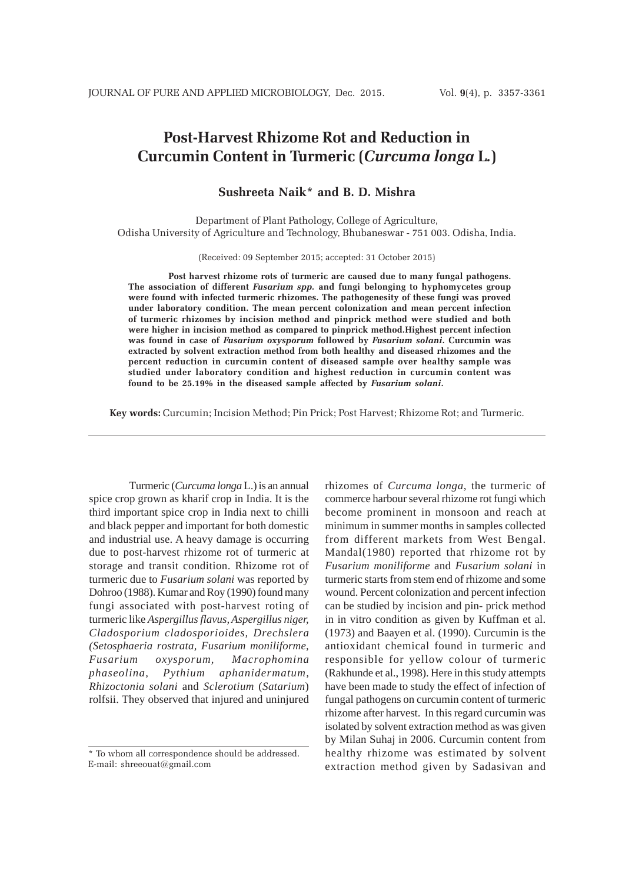# Post-Harvest Rhizome Rot and Reduction in Curcumin Content in Turmeric (*Curcuma longa* L.)

**Sushreeta Naik* and B. D. Mishra**

Department of Plant Pathology, College of Agriculture,
Odisha University of Agriculture and Technology, Bhubaneswar - 751 003. Odisha, India.

(Received: 09 September 2015; accepted: 31 October 2015)

**Post harvest rhizome rots of turmeric are caused due to many fungal pathogens. The association of different *Fusarium spp.* and fungi belonging to hyphomycetes group were found with infected turmeric rhizomes. The pathogenesity of these fungi was proved under laboratory condition. The mean percent colonization and mean percent infection of turmeric rhizomes by incision method and pinprick method were studied and both were higher in incision method as compared to pinprick method.Highest percent infection was found in case of *Fusarium oxysporum* followed by *Fusarium solani*. Curcumin was extracted by solvent extraction method from both healthy and diseased rhizomes and the percent reduction in curcumin content of diseased sample over healthy sample was studied under laboratory condition and highest reduction in curcumin content was found to be 25.19% in the diseased sample affected by *Fusarium solani*.**

**Key words:** Curcumin; Incision Method; Pin Prick; Post Harvest; Rhizome Rot; and Turmeric.

---

Turmeric (*Curcuma longa* L.) is an annual spice crop grown as kharif crop in India. It is the third important spice crop in India next to chilli and black pepper and important for both domestic and industrial use. A heavy damage is occurring due to post-harvest rhizome rot of turmeric at storage and transit condition. Rhizome rot of turmeric due to *Fusarium solani* was reported by Dohroo (1988). Kumar and Roy (1990) found many fungi associated with post-harvest roting of turmeric like *Aspergillus flavus, Aspergillus niger, Cladosporium cladosporioides, Drechslera (Setosphaeria rostrata, Fusarium moniliforme, Fusarium oxysporum, Macrophomina phaseolina, Pythium aphanidermatum, Rhizoctonia solani* and *Sclerotium* (*Satarium*) rolfsii. They observed that injured and uninjured rhizomes of *Curcuma longa*, the turmeric of commerce harbour several rhizome rot fungi which become prominent in monsoon and reach at minimum in summer months in samples collected from different markets from West Bengal. Mandal(1980) reported that rhizome rot by *Fusarium moniliforme* and *Fusarium solani* in turmeric starts from stem end of rhizome and some wound. Percent colonization and percent infection can be studied by incision and pin- prick method in in vitro condition as given by Kuffman et al. (1973) and Baayen et al. (1990). Curcumin is the antioxidant chemical found in turmeric and responsible for yellow colour of turmeric (Rakhunde et al., 1998). Here in this study attempts have been made to study the effect of infection of fungal pathogens on curcumin content of turmeric rhizome after harvest. In this regard curcumin was isolated by solvent extraction method as was given by Milan Suhaj in 2006. Curcumin content from healthy rhizome was estimated by solvent extraction method given by Sadasivan and

\* To whom all correspondence should be addressed.
E-mail: shreeouat@gmail.com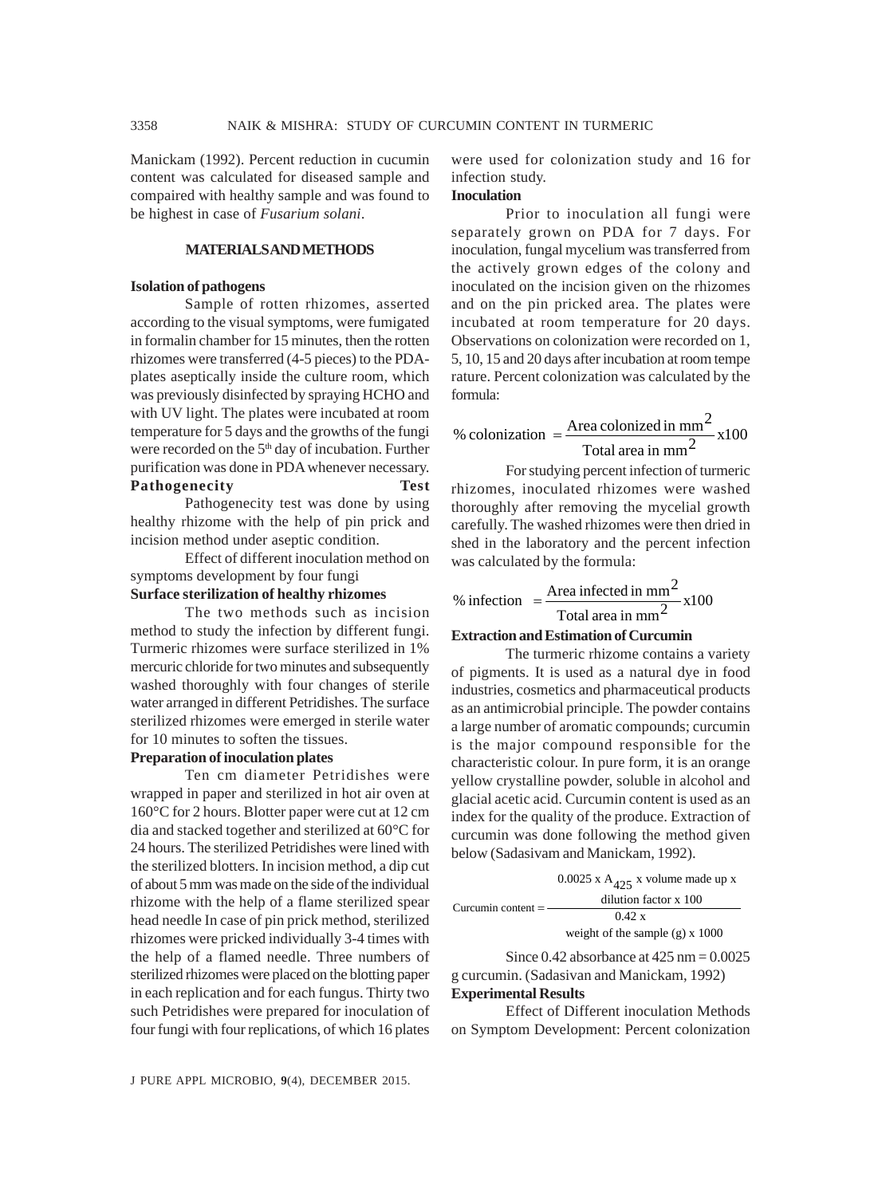Manickam (1992). Percent reduction in cucumin content was calculated for diseased sample and compaired with healthy sample and was found to be highest in case of *Fusarium solani*.

## MATERIALS AND METHODS

### Isolation of pathogens

Sample of rotten rhizomes, asserted according to the visual symptoms, were fumigated in formalin chamber for 15 minutes, then the rotten rhizomes were transferred (4-5 pieces) to the PDA-plates aseptically inside the culture room, which was previously disinfected by spraying HCHO and with UV light. The plates were incubated at room temperature for 5 days and the growths of the fungi were recorded on the 5th day of incubation. Further purification was done in PDA whenever necessary.

### Pathogenecity Test

Pathogenecity test was done by using healthy rhizome with the help of pin prick and incision method under aseptic condition.

Effect of different inoculation method on symptoms development by four fungi

### Surface sterilization of healthy rhizomes

The two methods such as incision method to study the infection by different fungi. Turmeric rhizomes were surface sterilized in 1% mercuric chloride for two minutes and subsequently washed thoroughly with four changes of sterile water arranged in different Petridishes. The surface sterilized rhizomes were emerged in sterile water for 10 minutes to soften the tissues.

### Preparation of inoculation plates

Ten cm diameter Petridishes were wrapped in paper and sterilized in hot air oven at 160°C for 2 hours. Blotter paper were cut at 12 cm dia and stacked together and sterilized at 60°C for 24 hours. The sterilized Petridishes were lined with the sterilized blotters. In incision method, a dip cut of about 5 mm was made on the side of the individual rhizome with the help of a flame sterilized spear head needle In case of pin prick method, sterilized rhizomes were pricked individually 3-4 times with the help of a flamed needle. Three numbers of sterilized rhizomes were placed on the blotting paper in each replication and for each fungus. Thirty two such Petridishes were prepared for inoculation of four fungi with four replications, of which 16 plates were used for colonization study and 16 for infection study.

### Inoculation

Prior to inoculation all fungi were separately grown on PDA for 7 days. For inoculation, fungal mycelium was transferred from the actively grown edges of the colony and inoculated on the incision given on the rhizomes and on the pin pricked area. The plates were incubated at room temperature for 20 days. Observations on colonization were recorded on 1, 5, 10, 15 and 20 days after incubation at room tempe rature. Percent colonization was calculated by the formula:

$$\%\ \text{colonization} = \frac{\text{Area colonized in mm}^2}{\text{Total area in mm}^2} \times 100$$

For studying percent infection of turmeric rhizomes, inoculated rhizomes were washed thoroughly after removing the mycelial growth carefully. The washed rhizomes were then dried in shed in the laboratory and the percent infection was calculated by the formula:

$$\%\ \text{infection} = \frac{\text{Area infected in mm}^2}{\text{Total area in mm}^2} \times 100$$

### Extraction and Estimation of Curcumin

The turmeric rhizome contains a variety of pigments. It is used as a natural dye in food industries, cosmetics and pharmaceutical products as an antimicrobial principle. The powder contains a large number of aromatic compounds; curcumin is the major compound responsible for the characteristic colour. In pure form, it is an orange yellow crystalline powder, soluble in alcohol and glacial acetic acid. Curcumin content is used as an index for the quality of the produce. Extraction of curcumin was done following the method given below (Sadasivam and Manickam, 1992).

$$\text{Curcumin content} = \frac{\dfrac{0.0025 \times A_{425} \times \text{volume made up} \times \text{dilution factor} \times 100}{0.42 \times}}{\text{weight of the sample (g)} \times 1000}$$

Since 0.42 absorbance at 425 nm = 0.0025 g curcumin. (Sadasivan and Manickam, 1992)

### Experimental Results

Effect of Different inoculation Methods on Symptom Development: Percent colonization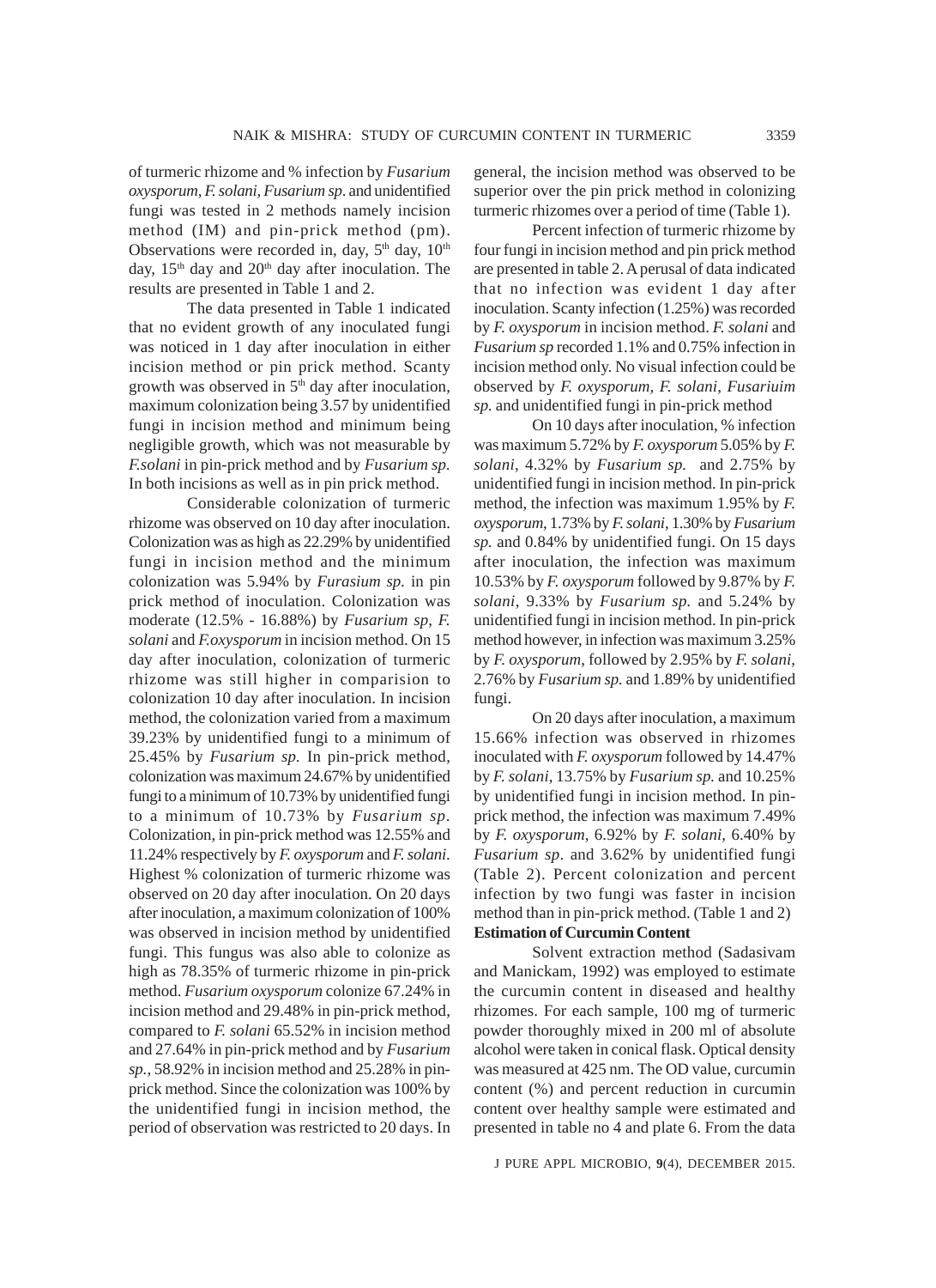of turmeric rhizome and % infection by *Fusarium oxysporum*, *F. solani, Fusarium sp*. and unidentified fungi was tested in 2 methods namely incision method (IM) and pin-prick method (pm). Observations were recorded in, day, $5^{th}$ day, $10^{th}$ day, $15^{th}$ day and $20^{th}$ day after inoculation. The results are presented in Table 1 and 2.

The data presented in Table 1 indicated that no evident growth of any inoculated fungi was noticed in 1 day after inoculation in either incision method or pin prick method. Scanty growth was observed in $5^{th}$ day after inoculation, maximum colonization being 3.57 by unidentified fungi in incision method and minimum being negligible growth, which was not measurable by *F.solani* in pin-prick method and by *Fusarium sp.* In both incisions as well as in pin prick method.

Considerable colonization of turmeric rhizome was observed on 10 day after inoculation. Colonization was as high as 22.29% by unidentified fungi in incision method and the minimum colonization was 5.94% by *Furasium sp.* in pin prick method of inoculation. Colonization was moderate (12.5% - 16.88%) by *Fusarium sp, F. solani* and *F.oxysporum* in incision method. On 15 day after inoculation, colonization of turmeric rhizome was still higher in comparision to colonization 10 day after inoculation. In incision method, the colonization varied from a maximum 39.23% by unidentified fungi to a minimum of 25.45% by *Fusarium sp.* In pin-prick method, colonization was maximum 24.67% by unidentified fungi to a minimum of 10.73% by unidentified fungi to a minimum of 10.73% by *Fusarium sp*. Colonization, in pin-prick method was 12.55% and 11.24% respectively by *F. oxysporum* and *F. solani.* Highest % colonization of turmeric rhizome was observed on 20 day after inoculation. On 20 days after inoculation, a maximum colonization of 100% was observed in incision method by unidentified fungi. This fungus was also able to colonize as high as 78.35% of turmeric rhizome in pin-prick method. *Fusarium oxysporum* colonize 67.24% in incision method and 29.48% in pin-prick method, compared to *F. solani* 65.52% in incision method and 27.64% in pin-prick method and by *Fusarium sp.*, 58.92% in incision method and 25.28% in pin-prick method. Since the colonization was 100% by the unidentified fungi in incision method, the period of observation was restricted to 20 days. In general, the incision method was observed to be superior over the pin prick method in colonizing turmeric rhizomes over a period of time (Table 1).

Percent infection of turmeric rhizome by four fungi in incision method and pin prick method are presented in table 2. A perusal of data indicated that no infection was evident 1 day after inoculation. Scanty infection (1.25%) was recorded by *F. oxysporum* in incision method. *F. solani* and *Fusarium sp* recorded 1.1% and 0.75% infection in incision method only. No visual infection could be observed by *F. oxysporum, F. solani, Fusariuim sp.* and unidentified fungi in pin-prick method

On 10 days after inoculation, % infection was maximum 5.72% by *F. oxysporum* 5.05% by *F. solani*, 4.32% by *Fusarium sp.* and 2.75% by unidentified fungi in incision method. In pin-prick method, the infection was maximum 1.95% by *F. oxysporum*, 1.73% by *F. solani*, 1.30% by *Fusarium sp.* and 0.84% by unidentified fungi. On 15 days after inoculation, the infection was maximum 10.53% by *F. oxysporum* followed by 9.87% by *F. solani*, 9.33% by *Fusarium sp.* and 5.24% by unidentified fungi in incision method. In pin-prick method however, in infection was maximum 3.25% by *F. oxysporum*, followed by 2.95% by *F. solani*, 2.76% by *Fusarium sp.* and 1.89% by unidentified fungi.

On 20 days after inoculation, a maximum 15.66% infection was observed in rhizomes inoculated with *F. oxysporum* followed by 14.47% by *F. solani*, 13.75% by *Fusarium sp.* and 10.25% by unidentified fungi in incision method. In pin-prick method, the infection was maximum 7.49% by *F. oxysporum*, 6.92% by *F. solani*, 6.40% by *Fusarium sp*. and 3.62% by unidentified fungi (Table 2). Percent colonization and percent infection by two fungi was faster in incision method than in pin-prick method. (Table 1 and 2)

**Estimation of Curcumin Content**

Solvent extraction method (Sadasivam and Manickam, 1992) was employed to estimate the curcumin content in diseased and healthy rhizomes. For each sample, 100 mg of turmeric powder thoroughly mixed in 200 ml of absolute alcohol were taken in conical flask. Optical density was measured at 425 nm. The OD value, curcumin content (%) and percent reduction in curcumin content over healthy sample were estimated and presented in table no 4 and plate 6. From the data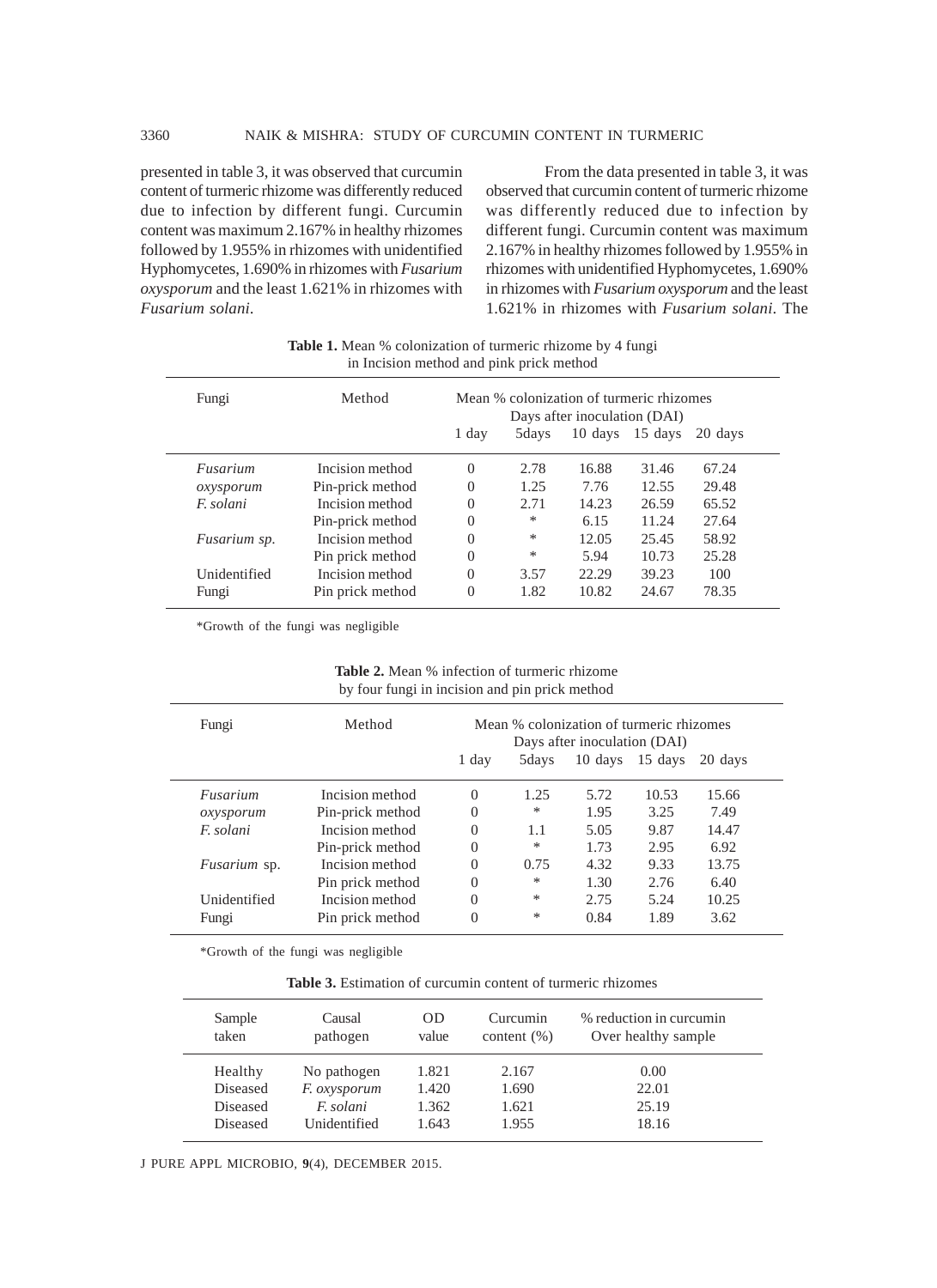presented in table 3, it was observed that curcumin content of turmeric rhizome was differently reduced due to infection by different fungi. Curcumin content was maximum 2.167% in healthy rhizomes followed by 1.955% in rhizomes with unidentified Hyphomycetes, 1.690% in rhizomes with *Fusarium oxysporum* and the least 1.621% in rhizomes with *Fusarium solani*.

From the data presented in table 3, it was observed that curcumin content of turmeric rhizome was differently reduced due to infection by different fungi. Curcumin content was maximum 2.167% in healthy rhizomes followed by 1.955% in rhizomes with unidentified Hyphomycetes, 1.690% in rhizomes with *Fusarium oxysporum* and the least 1.621% in rhizomes with *Fusarium solani*. The

**Table 1.** Mean % colonization of turmeric rhizome by 4 fungi in Incision method and pink prick method

| Fungi | Method | Mean % colonization of turmeric rhizomes Days after inoculation (DAI) | | | | |
|---|---|---|---|---|---|---|
| | | 1 day | 5days | 10 days | 15 days | 20 days |
| *Fusarium* | Incision method | 0 | 2.78 | 16.88 | 31.46 | 67.24 |
| *oxysporum* | Pin-prick method | 0 | 1.25 | 7.76 | 12.55 | 29.48 |
| *F. solani* | Incision method | 0 | 2.71 | 14.23 | 26.59 | 65.52 |
| | Pin-prick method | 0 | * | 6.15 | 11.24 | 27.64 |
| *Fusarium sp.* | Incision method | 0 | * | 12.05 | 25.45 | 58.92 |
| | Pin prick method | 0 | * | 5.94 | 10.73 | 25.28 |
| Unidentified | Incision method | 0 | 3.57 | 22.29 | 39.23 | 100 |
| Fungi | Pin prick method | 0 | 1.82 | 10.82 | 24.67 | 78.35 |

*Growth of the fungi was negligible

**Table 2.** Mean % infection of turmeric rhizome by four fungi in incision and pin prick method

| Fungi | Method | Mean % colonization of turmeric rhizomes Days after inoculation (DAI) | | | | |
|---|---|---|---|---|---|---|
| | | 1 day | 5days | 10 days | 15 days | 20 days |
| *Fusarium* | Incision method | 0 | 1.25 | 5.72 | 10.53 | 15.66 |
| *oxysporum* | Pin-prick method | 0 | * | 1.95 | 3.25 | 7.49 |
| *F. solani* | Incision method | 0 | 1.1 | 5.05 | 9.87 | 14.47 |
| | Pin-prick method | 0 | * | 1.73 | 2.95 | 6.92 |
| *Fusarium* sp. | Incision method | 0 | 0.75 | 4.32 | 9.33 | 13.75 |
| | Pin prick method | 0 | * | 1.30 | 2.76 | 6.40 |
| Unidentified | Incision method | 0 | * | 2.75 | 5.24 | 10.25 |
| Fungi | Pin prick method | 0 | * | 0.84 | 1.89 | 3.62 |

*Growth of the fungi was negligible

**Table 3.** Estimation of curcumin content of turmeric rhizomes

| Sample taken | Causal pathogen | OD value | Curcumin content (%) | % reduction in curcumin Over healthy sample |
|---|---|---|---|---|
| Healthy | No pathogen | 1.821 | 2.167 | 0.00 |
| Diseased | *F. oxysporum* | 1.420 | 1.690 | 22.01 |
| Diseased | *F. solani* | 1.362 | 1.621 | 25.19 |
| Diseased | Unidentified | 1.643 | 1.955 | 18.16 |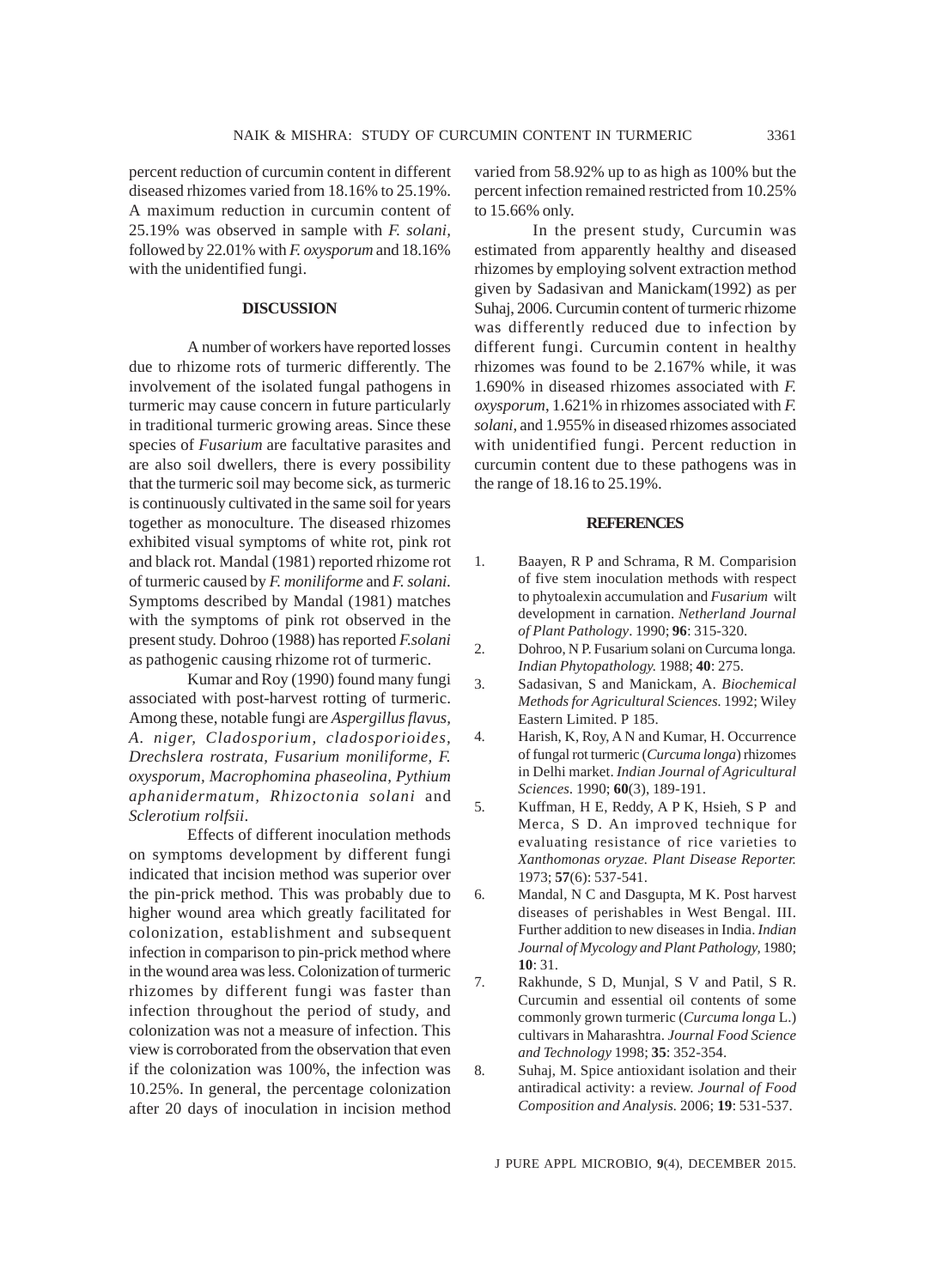percent reduction of curcumin content in different diseased rhizomes varied from 18.16% to 25.19%. A maximum reduction in curcumin content of 25.19% was observed in sample with *F. solani*, followed by 22.01% with *F. oxysporum* and 18.16% with the unidentified fungi.

## DISCUSSION

A number of workers have reported losses due to rhizome rots of turmeric differently. The involvement of the isolated fungal pathogens in turmeric may cause concern in future particularly in traditional turmeric growing areas. Since these species of *Fusarium* are facultative parasites and are also soil dwellers, there is every possibility that the turmeric soil may become sick, as turmeric is continuously cultivated in the same soil for years together as monoculture. The diseased rhizomes exhibited visual symptoms of white rot, pink rot and black rot. Mandal (1981) reported rhizome rot of turmeric caused by *F. moniliforme* and *F. solani*. Symptoms described by Mandal (1981) matches with the symptoms of pink rot observed in the present study. Dohroo (1988) has reported *F.solani* as pathogenic causing rhizome rot of turmeric.

Kumar and Roy (1990) found many fungi associated with post-harvest rotting of turmeric. Among these, notable fungi are *Aspergillus flavus, A. niger, Cladosporium, cladosporioides, Drechslera rostrata, Fusarium moniliforme, F. oxysporum, Macrophomina phaseolina, Pythium aphanidermatum, Rhizoctonia solani* and *Sclerotium rolfsii*.

Effects of different inoculation methods on symptoms development by different fungi indicated that incision method was superior over the pin-prick method. This was probably due to higher wound area which greatly facilitated for colonization, establishment and subsequent infection in comparison to pin-prick method where in the wound area was less. Colonization of turmeric rhizomes by different fungi was faster than infection throughout the period of study, and colonization was not a measure of infection. This view is corroborated from the observation that even if the colonization was 100%, the infection was 10.25%. In general, the percentage colonization after 20 days of inoculation in incision method varied from 58.92% up to as high as 100% but the percent infection remained restricted from 10.25% to 15.66% only.

In the present study, Curcumin was estimated from apparently healthy and diseased rhizomes by employing solvent extraction method given by Sadasivan and Manickam(1992) as per Suhaj, 2006. Curcumin content of turmeric rhizome was differently reduced due to infection by different fungi. Curcumin content in healthy rhizomes was found to be 2.167% while, it was 1.690% in diseased rhizomes associated with *F. oxysporum*, 1.621% in rhizomes associated with *F. solani*, and 1.955% in diseased rhizomes associated with unidentified fungi. Percent reduction in curcumin content due to these pathogens was in the range of 18.16 to 25.19%.

## REFERENCES

1. Baayen, R P and Schrama, R M. Comparision of five stem inoculation methods with respect to phytoalexin accumulation and *Fusarium* wilt development in carnation. *Netherland Journal of Plant Pathology*. 1990; **96**: 315-320.
2. Dohroo, N P. Fusarium solani on Curcuma longa. *Indian Phytopathology.* 1988; **40**: 275.
3. Sadasivan, S and Manickam, A. *Biochemical Methods for Agricultural Sciences*. 1992; Wiley Eastern Limited. P 185.
4. Harish, K, Roy, A N and Kumar, H. Occurrence of fungal rot turmeric (*Curcuma longa*) rhizomes in Delhi market. *Indian Journal of Agricultural Sciences*. 1990; **60**(3), 189-191.
5. Kuffman, H E, Reddy, A P K, Hsieh, S P and Merca, S D. An improved technique for evaluating resistance of rice varieties to *Xanthomonas oryzae. Plant Disease Reporter.* 1973; **57**(6): 537-541.
6. Mandal, N C and Dasgupta, M K. Post harvest diseases of perishables in West Bengal. III. Further addition to new diseases in India. *Indian Journal of Mycology and Plant Pathology,* 1980; **10**: 31.
7. Rakhunde, S D, Munjal, S V and Patil, S R. Curcumin and essential oil contents of some commonly grown turmeric (*Curcuma longa* L.) cultivars in Maharashtra. *Journal Food Science and Technology* 1998; **35**: 352-354.
8. Suhaj, M. Spice antioxidant isolation and their antiradical activity: a review. *Journal of Food Composition and Analysis.* 2006; **19**: 531-537.